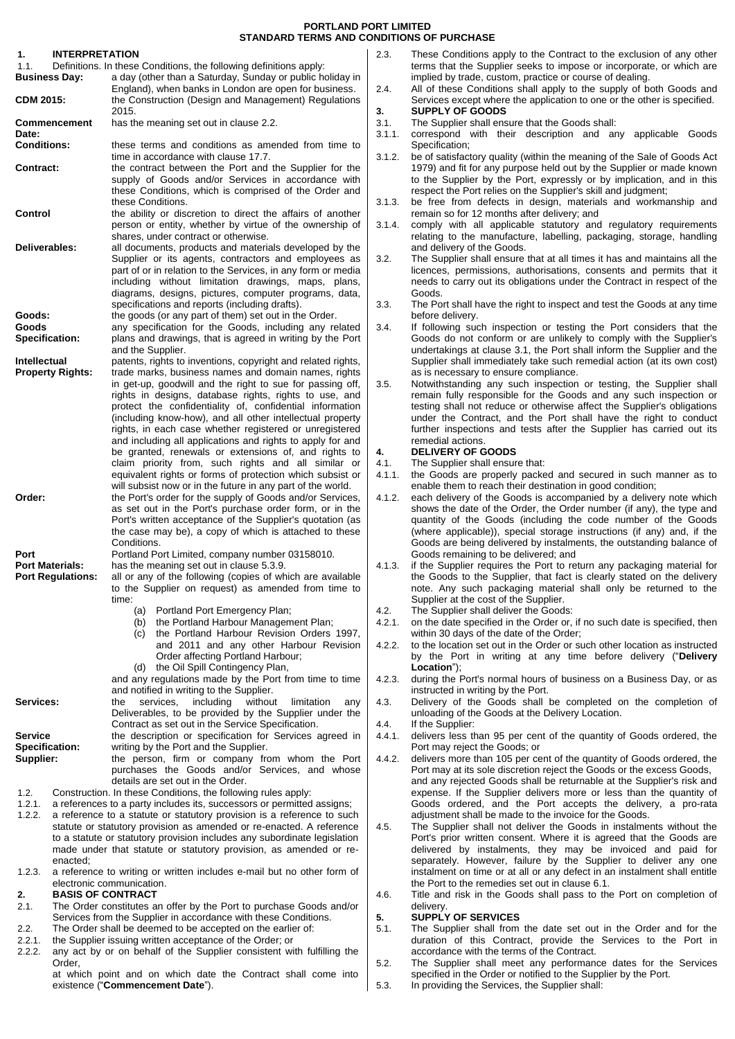# PORTLAND PORT LIMITED
## STANDARD TERMS AND CONDITIONS OF PURCHASE

### 1. INTERPRETATION

1.1. Definitions. In these Conditions, the following definitions apply:

**Business Day:** a day (other than a Saturday, Sunday or public holiday in England), when banks in London are open for business.

**CDM 2015:** the Construction (Design and Management) Regulations 2015.

**Commencement Date:** has the meaning set out in clause 2.2.

**Conditions:** these terms and conditions as amended from time to time in accordance with clause 17.7.

**Contract:** the contract between the Port and the Supplier for the supply of Goods and/or Services in accordance with these Conditions, which is comprised of the Order and these Conditions.

**Control** the ability or discretion to direct the affairs of another person or entity, whether by virtue of the ownership of shares, under contract or otherwise.

**Deliverables:** all documents, products and materials developed by the Supplier or its agents, contractors and employees as part of or in relation to the Services, in any form or media including without limitation drawings, maps, plans, diagrams, designs, pictures, computer programs, data, specifications and reports (including drafts).

**Goods:** the goods (or any part of them) set out in the Order.

**Goods Specification:** any specification for the Goods, including any related plans and drawings, that is agreed in writing by the Port and the Supplier.

**Intellectual Property Rights:** patents, rights to inventions, copyright and related rights, trade marks, business names and domain names, rights in get-up, goodwill and the right to sue for passing off, rights in designs, database rights, rights to use, and protect the confidentiality of, confidential information (including know-how), and all other intellectual property rights, in each case whether registered or unregistered and including all applications and rights to apply for and be granted, renewals or extensions of, and rights to claim priority from, such rights and all similar or equivalent rights or forms of protection which subsist or will subsist now or in the future in any part of the world.

**Order:** the Port's order for the supply of Goods and/or Services, as set out in the Port's purchase order form, or in the Port's written acceptance of the Supplier's quotation (as the case may be), a copy of which is attached to these Conditions.

**Port** Portland Port Limited, company number 03158010.

**Port Materials:** has the meaning set out in clause 5.3.9.

**Port Regulations:** all or any of the following (copies of which are available to the Supplier on request) as amended from time to time:

(a) Portland Port Emergency Plan;
(b) the Portland Harbour Management Plan;
(c) the Portland Harbour Revision Orders 1997, and 2011 and any other Harbour Revision Order affecting Portland Harbour;
(d) the Oil Spill Contingency Plan,

and any regulations made by the Port from time to time and notified in writing to the Supplier.

**Services:** the services, including without limitation any Deliverables, to be provided by the Supplier under the Contract as set out in the Service Specification.

**Service Specification:** the description or specification for Services agreed in writing by the Port and the Supplier.

**Supplier:** the person, firm or company from whom the Port purchases the Goods and/or Services, and whose details are set out in the Order.

1.2. Construction. In these Conditions, the following rules apply:

1.2.1. a references to a party includes its, successors or permitted assigns;

1.2.2. a reference to a statute or statutory provision is a reference to such statute or statutory provision as amended or re-enacted. A reference to a statute or statutory provision includes any subordinate legislation made under that statute or statutory provision, as amended or re-enacted;

1.2.3. a reference to writing or written includes e-mail but no other form of electronic communication.

### 2. BASIS OF CONTRACT

2.1. The Order constitutes an offer by the Port to purchase Goods and/or Services from the Supplier in accordance with these Conditions.

2.2. The Order shall be deemed to be accepted on the earlier of:

2.2.1. the Supplier issuing written acceptance of the Order; or

2.2.2. any act by or on behalf of the Supplier consistent with fulfilling the Order,

at which point and on which date the Contract shall come into existence ("**Commencement Date**").

2.3. These Conditions apply to the Contract to the exclusion of any other terms that the Supplier seeks to impose or incorporate, or which are implied by trade, custom, practice or course of dealing.

2.4. All of these Conditions shall apply to the supply of both Goods and Services except where the application to one or the other is specified.

### 3. SUPPLY OF GOODS

3.1. The Supplier shall ensure that the Goods shall:

3.1.1. correspond with their description and any applicable Goods Specification;

3.1.2. be of satisfactory quality (within the meaning of the Sale of Goods Act 1979) and fit for any purpose held out by the Supplier or made known to the Supplier by the Port, expressly or by implication, and in this respect the Port relies on the Supplier's skill and judgment;

3.1.3. be free from defects in design, materials and workmanship and remain so for 12 months after delivery; and

3.1.4. comply with all applicable statutory and regulatory requirements relating to the manufacture, labelling, packaging, storage, handling and delivery of the Goods.

3.2. The Supplier shall ensure that at all times it has and maintains all the licences, permissions, authorisations, consents and permits that it needs to carry out its obligations under the Contract in respect of the Goods.

3.3. The Port shall have the right to inspect and test the Goods at any time before delivery.

3.4. If following such inspection or testing the Port considers that the Goods do not conform or are unlikely to comply with the Supplier's undertakings at clause 3.1, the Port shall inform the Supplier and the Supplier shall immediately take such remedial action (at its own cost) as is necessary to ensure compliance.

3.5. Notwithstanding any such inspection or testing, the Supplier shall remain fully responsible for the Goods and any such inspection or testing shall not reduce or otherwise affect the Supplier's obligations under the Contract, and the Port shall have the right to conduct further inspections and tests after the Supplier has carried out its remedial actions.

### 4. DELIVERY OF GOODS

4.1. The Supplier shall ensure that:

4.1.1. the Goods are properly packed and secured in such manner as to enable them to reach their destination in good condition;

4.1.2. each delivery of the Goods is accompanied by a delivery note which shows the date of the Order, the Order number (if any), the type and quantity of the Goods (including the code number of the Goods (where applicable)), special storage instructions (if any) and, if the Goods are being delivered by instalments, the outstanding balance of Goods remaining to be delivered; and

4.1.3. if the Supplier requires the Port to return any packaging material for the Goods to the Supplier, that fact is clearly stated on the delivery note. Any such packaging material shall only be returned to the Supplier at the cost of the Supplier.

4.2. The Supplier shall deliver the Goods:

4.2.1. on the date specified in the Order or, if no such date is specified, then within 30 days of the date of the Order;

4.2.2. to the location set out in the Order or such other location as instructed by the Port in writing at any time before delivery ("**Delivery Location**");

4.2.3. during the Port's normal hours of business on a Business Day, or as instructed in writing by the Port.

4.3. Delivery of the Goods shall be completed on the completion of unloading of the Goods at the Delivery Location.

4.4. If the Supplier:

4.4.1. delivers less than 95 per cent of the quantity of Goods ordered, the Port may reject the Goods; or

4.4.2. delivers more than 105 per cent of the quantity of Goods ordered, the Port may at its sole discretion reject the Goods or the excess Goods, and any rejected Goods shall be returnable at the Supplier's risk and expense. If the Supplier delivers more or less than the quantity of Goods ordered, and the Port accepts the delivery, a pro-rata adjustment shall be made to the invoice for the Goods.

4.5. The Supplier shall not deliver the Goods in instalments without the Port's prior written consent. Where it is agreed that the Goods are delivered by instalments, they may be invoiced and paid for separately. However, failure by the Supplier to deliver any one instalment on time or at all or any defect in an instalment shall entitle the Port to the remedies set out in clause 6.1.

4.6. Title and risk in the Goods shall pass to the Port on completion of delivery.

### 5. SUPPLY OF SERVICES

5.1. The Supplier shall from the date set out in the Order and for the duration of this Contract, provide the Services to the Port in accordance with the terms of the Contract.

5.2. The Supplier shall meet any performance dates for the Services specified in the Order or notified to the Supplier by the Port.

5.3. In providing the Services, the Supplier shall: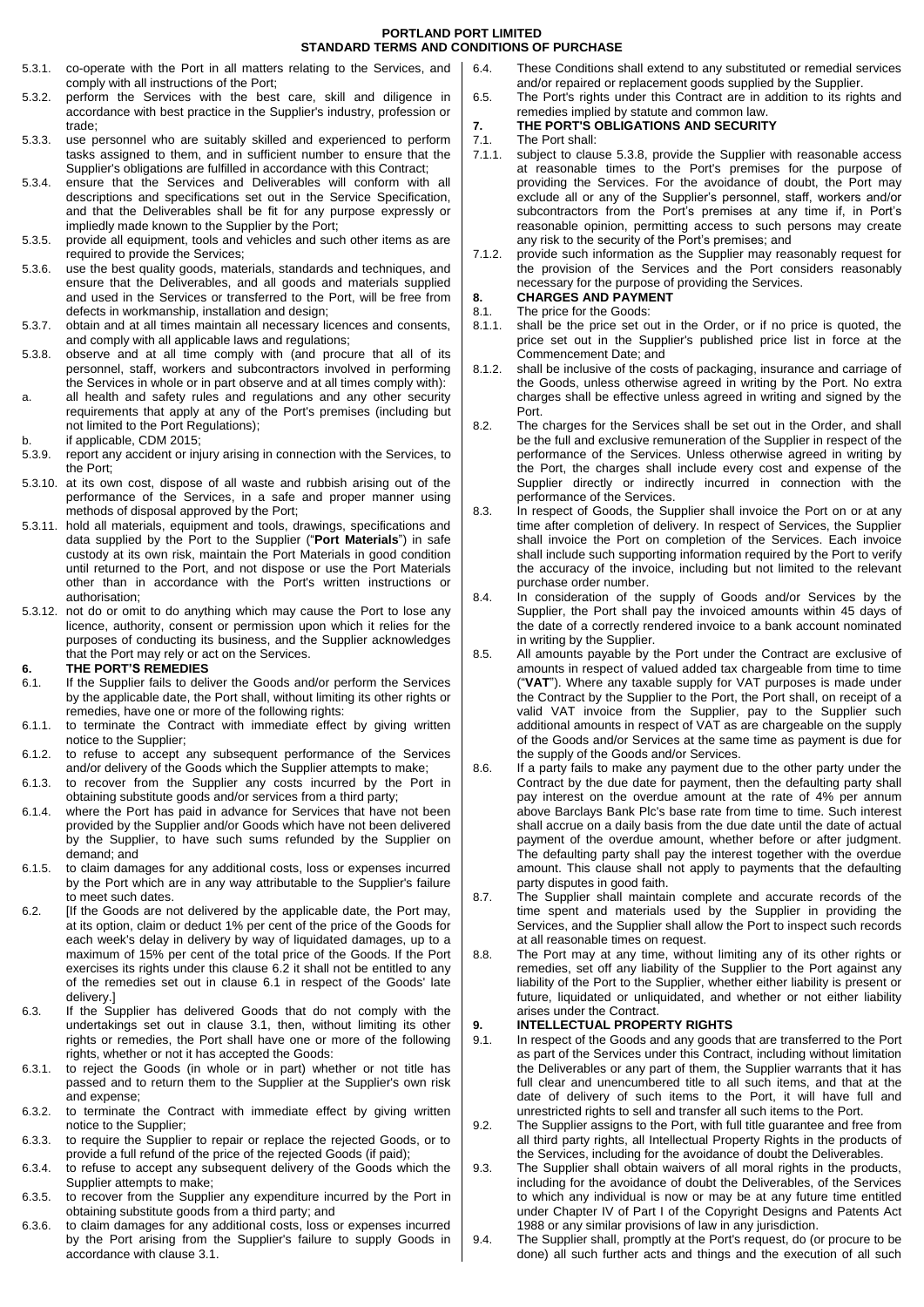5.3.1. co-operate with the Port in all matters relating to the Services, and comply with all instructions of the Port;

5.3.2. perform the Services with the best care, skill and diligence in accordance with best practice in the Supplier's industry, profession or trade;

5.3.3. use personnel who are suitably skilled and experienced to perform tasks assigned to them, and in sufficient number to ensure that the Supplier's obligations are fulfilled in accordance with this Contract;

5.3.4. ensure that the Services and Deliverables will conform with all descriptions and specifications set out in the Service Specification, and that the Deliverables shall be fit for any purpose expressly or impliedly made known to the Supplier by the Port;

5.3.5. provide all equipment, tools and vehicles and such other items as are required to provide the Services;

5.3.6. use the best quality goods, materials, standards and techniques, and ensure that the Deliverables, and all goods and materials supplied and used in the Services or transferred to the Port, will be free from defects in workmanship, installation and design;

5.3.7. obtain and at all times maintain all necessary licences and consents, and comply with all applicable laws and regulations;

5.3.8. observe and at all time comply with (and procure that all of its personnel, staff, workers and subcontractors involved in performing the Services in whole or in part observe and at all times comply with):

a. all health and safety rules and regulations and any other security requirements that apply at any of the Port's premises (including but not limited to the Port Regulations);

b. if applicable, CDM 2015;

5.3.9. report any accident or injury arising in connection with the Services, to the Port;

5.3.10. at its own cost, dispose of all waste and rubbish arising out of the performance of the Services, in a safe and proper manner using methods of disposal approved by the Port;

5.3.11. hold all materials, equipment and tools, drawings, specifications and data supplied by the Port to the Supplier ("**Port Materials**") in safe custody at its own risk, maintain the Port Materials in good condition until returned to the Port, and not dispose or use the Port Materials other than in accordance with the Port's written instructions or authorisation;

5.3.12. not do or omit to do anything which may cause the Port to lose any licence, authority, consent or permission upon which it relies for the purposes of conducting its business, and the Supplier acknowledges that the Port may rely or act on the Services.

## 6. THE PORT'S REMEDIES

6.1. If the Supplier fails to deliver the Goods and/or perform the Services by the applicable date, the Port shall, without limiting its other rights or remedies, have one or more of the following rights:

6.1.1. to terminate the Contract with immediate effect by giving written notice to the Supplier;

6.1.2. to refuse to accept any subsequent performance of the Services and/or delivery of the Goods which the Supplier attempts to make;

6.1.3. to recover from the Supplier any costs incurred by the Port in obtaining substitute goods and/or services from a third party;

6.1.4. where the Port has paid in advance for Services that have not been provided by the Supplier and/or Goods which have not been delivered by the Supplier, to have such sums refunded by the Supplier on demand; and

6.1.5. to claim damages for any additional costs, loss or expenses incurred by the Port which are in any way attributable to the Supplier's failure to meet such dates.

6.2. [If the Goods are not delivered by the applicable date, the Port may, at its option, claim or deduct 1% per cent of the price of the Goods for each week's delay in delivery by way of liquidated damages, up to a maximum of 15% per cent of the total price of the Goods. If the Port exercises its rights under this clause 6.2 it shall not be entitled to any of the remedies set out in clause 6.1 in respect of the Goods' late delivery.]

6.3. If the Supplier has delivered Goods that do not comply with the undertakings set out in clause 3.1, then, without limiting its other rights or remedies, the Port shall have one or more of the following rights, whether or not it has accepted the Goods:

6.3.1. to reject the Goods (in whole or in part) whether or not title has passed and to return them to the Supplier at the Supplier's own risk and expense;

6.3.2. to terminate the Contract with immediate effect by giving written notice to the Supplier;

6.3.3. to require the Supplier to repair or replace the rejected Goods, or to provide a full refund of the price of the rejected Goods (if paid);

6.3.4. to refuse to accept any subsequent delivery of the Goods which the Supplier attempts to make;

6.3.5. to recover from the Supplier any expenditure incurred by the Port in obtaining substitute goods from a third party; and

6.3.6. to claim damages for any additional costs, loss or expenses incurred by the Port arising from the Supplier's failure to supply Goods in accordance with clause 3.1.

6.4. These Conditions shall extend to any substituted or remedial services and/or repaired or replacement goods supplied by the Supplier.

6.5. The Port's rights under this Contract are in addition to its rights and remedies implied by statute and common law.

## 7. THE PORT'S OBLIGATIONS AND SECURITY

7.1. The Port shall:

7.1.1. subject to clause 5.3.8, provide the Supplier with reasonable access at reasonable times to the Port's premises for the purpose of providing the Services. For the avoidance of doubt, the Port may exclude all or any of the Supplier's personnel, staff, workers and/or subcontractors from the Port's premises at any time if, in Port's reasonable opinion, permitting access to such persons may create any risk to the security of the Port's premises; and

7.1.2. provide such information as the Supplier may reasonably request for the provision of the Services and the Port considers reasonably necessary for the purpose of providing the Services.

## 8. CHARGES AND PAYMENT

8.1. The price for the Goods:

8.1.1. shall be the price set out in the Order, or if no price is quoted, the price set out in the Supplier's published price list in force at the Commencement Date; and

8.1.2. shall be inclusive of the costs of packaging, insurance and carriage of the Goods, unless otherwise agreed in writing by the Port. No extra charges shall be effective unless agreed in writing and signed by the Port.

8.2. The charges for the Services shall be set out in the Order, and shall be the full and exclusive remuneration of the Supplier in respect of the performance of the Services. Unless otherwise agreed in writing by the Port, the charges shall include every cost and expense of the Supplier directly or indirectly incurred in connection with the performance of the Services.

8.3. In respect of Goods, the Supplier shall invoice the Port on or at any time after completion of delivery. In respect of Services, the Supplier shall invoice the Port on completion of the Services. Each invoice shall include such supporting information required by the Port to verify the accuracy of the invoice, including but not limited to the relevant purchase order number.

8.4. In consideration of the supply of Goods and/or Services by the Supplier, the Port shall pay the invoiced amounts within 45 days of the date of a correctly rendered invoice to a bank account nominated in writing by the Supplier.

8.5. All amounts payable by the Port under the Contract are exclusive of amounts in respect of valued added tax chargeable from time to time ("**VAT**"). Where any taxable supply for VAT purposes is made under the Contract by the Supplier to the Port, the Port shall, on receipt of a valid VAT invoice from the Supplier, pay to the Supplier such additional amounts in respect of VAT as are chargeable on the supply of the Goods and/or Services at the same time as payment is due for the supply of the Goods and/or Services.

8.6. If a party fails to make any payment due to the other party under the Contract by the due date for payment, then the defaulting party shall pay interest on the overdue amount at the rate of 4% per annum above Barclays Bank Plc's base rate from time to time. Such interest shall accrue on a daily basis from the due date until the date of actual payment of the overdue amount, whether before or after judgment. The defaulting party shall pay the interest together with the overdue amount. This clause shall not apply to payments that the defaulting party disputes in good faith.

8.7. The Supplier shall maintain complete and accurate records of the time spent and materials used by the Supplier in providing the Services, and the Supplier shall allow the Port to inspect such records at all reasonable times on request.

8.8. The Port may at any time, without limiting any of its other rights or remedies, set off any liability of the Supplier to the Port against any liability of the Port to the Supplier, whether either liability is present or future, liquidated or unliquidated, and whether or not either liability arises under the Contract.

## 9. INTELLECTUAL PROPERTY RIGHTS

9.1. In respect of the Goods and any goods that are transferred to the Port as part of the Services under this Contract, including without limitation the Deliverables or any part of them, the Supplier warrants that it has full clear and unencumbered title to all such items, and that at the date of delivery of such items to the Port, it will have full and unrestricted rights to sell and transfer all such items to the Port.

9.2. The Supplier assigns to the Port, with full title guarantee and free from all third party rights, all Intellectual Property Rights in the products of the Services, including for the avoidance of doubt the Deliverables.

9.3. The Supplier shall obtain waivers of all moral rights in the products, including for the avoidance of doubt the Deliverables, of the Services to which any individual is now or may be at any future time entitled under Chapter IV of Part I of the Copyright Designs and Patents Act 1988 or any similar provisions of law in any jurisdiction.

9.4. The Supplier shall, promptly at the Port's request, do (or procure to be done) all such further acts and things and the execution of all such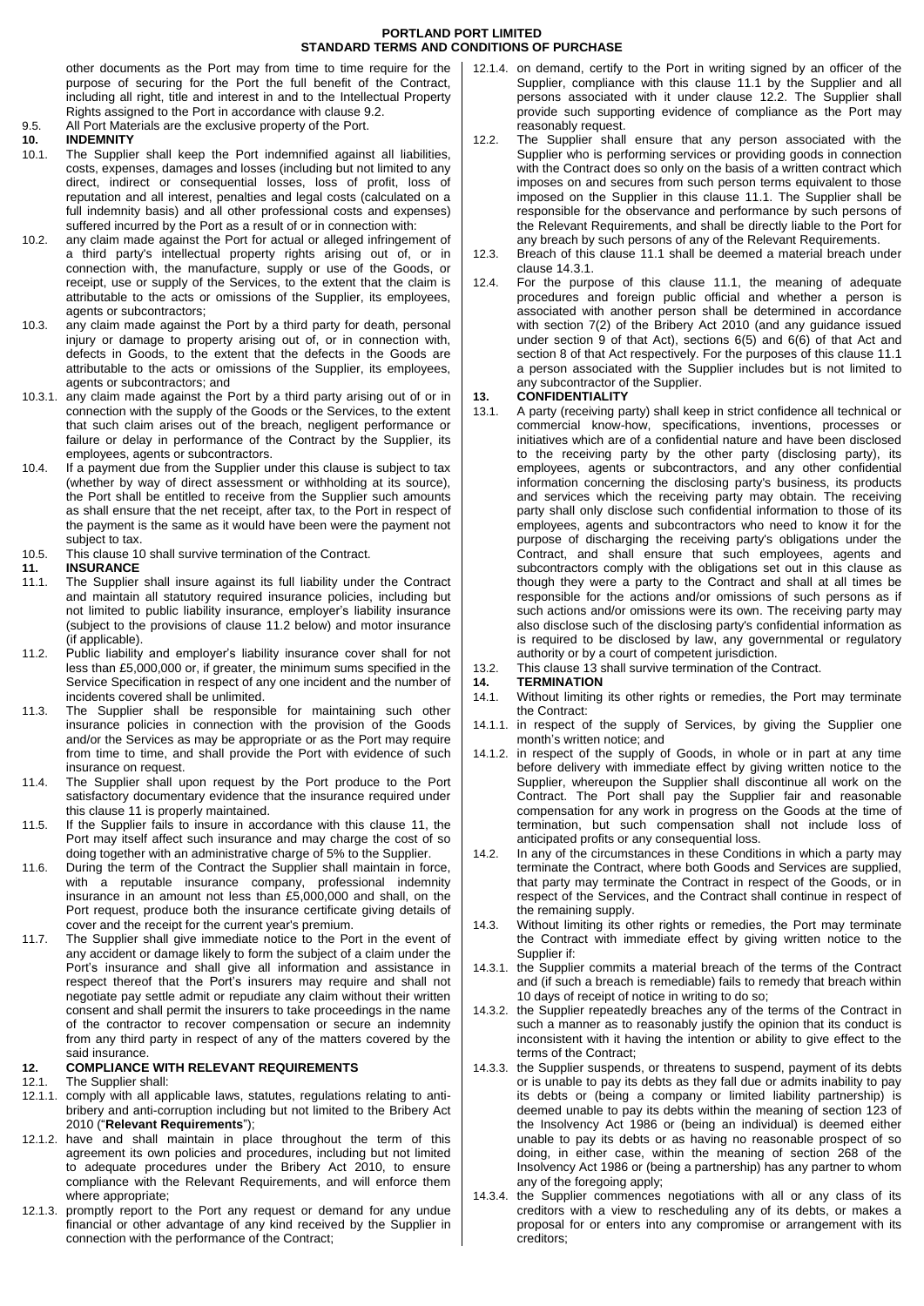other documents as the Port may from time to time require for the purpose of securing for the Port the full benefit of the Contract, including all right, title and interest in and to the Intellectual Property Rights assigned to the Port in accordance with clause 9.2.

9.5. All Port Materials are the exclusive property of the Port.

**10. INDEMNITY**

10.1. The Supplier shall keep the Port indemnified against all liabilities, costs, expenses, damages and losses (including but not limited to any direct, indirect or consequential losses, loss of profit, loss of reputation and all interest, penalties and legal costs (calculated on a full indemnity basis) and all other professional costs and expenses) suffered incurred by the Port as a result of or in connection with:

10.2. any claim made against the Port for actual or alleged infringement of a third party's intellectual property rights arising out of, or in connection with, the manufacture, supply or use of the Goods, or receipt, use or supply of the Services, to the extent that the claim is attributable to the acts or omissions of the Supplier, its employees, agents or subcontractors;

10.3. any claim made against the Port by a third party for death, personal injury or damage to property arising out of, or in connection with, defects in Goods, to the extent that the defects in the Goods are attributable to the acts or omissions of the Supplier, its employees, agents or subcontractors; and

10.3.1. any claim made against the Port by a third party arising out of or in connection with the supply of the Goods or the Services, to the extent that such claim arises out of the breach, negligent performance or failure or delay in performance of the Contract by the Supplier, its employees, agents or subcontractors.

10.4. If a payment due from the Supplier under this clause is subject to tax (whether by way of direct assessment or withholding at its source), the Port shall be entitled to receive from the Supplier such amounts as shall ensure that the net receipt, after tax, to the Port in respect of the payment is the same as it would have been were the payment not subject to tax.

10.5. This clause 10 shall survive termination of the Contract.

**11. INSURANCE**

11.1. The Supplier shall insure against its full liability under the Contract and maintain all statutory required insurance policies, including but not limited to public liability insurance, employer's liability insurance (subject to the provisions of clause 11.2 below) and motor insurance (if applicable).

11.2. Public liability and employer's liability insurance cover shall for not less than £5,000,000 or, if greater, the minimum sums specified in the Service Specification in respect of any one incident and the number of incidents covered shall be unlimited.

11.3. The Supplier shall be responsible for maintaining such other insurance policies in connection with the provision of the Goods and/or the Services as may be appropriate or as the Port may require from time to time, and shall provide the Port with evidence of such insurance on request.

11.4. The Supplier shall upon request by the Port produce to the Port satisfactory documentary evidence that the insurance required under this clause 11 is properly maintained.

11.5. If the Supplier fails to insure in accordance with this clause 11, the Port may itself affect such insurance and may charge the cost of so doing together with an administrative charge of 5% to the Supplier.

11.6. During the term of the Contract the Supplier shall maintain in force, with a reputable insurance company, professional indemnity insurance in an amount not less than £5,000,000 and shall, on the Port request, produce both the insurance certificate giving details of cover and the receipt for the current year's premium.

11.7. The Supplier shall give immediate notice to the Port in the event of any accident or damage likely to form the subject of a claim under the Port's insurance and shall give all information and assistance in respect thereof that the Port's insurers may require and shall not negotiate pay settle admit or repudiate any claim without their written consent and shall permit the insurers to take proceedings in the name of the contractor to recover compensation or secure an indemnity from any third party in respect of any of the matters covered by the said insurance.

**12. COMPLIANCE WITH RELEVANT REQUIREMENTS**

12.1. The Supplier shall:

12.1.1. comply with all applicable laws, statutes, regulations relating to anti-bribery and anti-corruption including but not limited to the Bribery Act 2010 ("**Relevant Requirements**");

12.1.2. have and shall maintain in place throughout the term of this agreement its own policies and procedures, including but not limited to adequate procedures under the Bribery Act 2010, to ensure compliance with the Relevant Requirements, and will enforce them where appropriate;

12.1.3. promptly report to the Port any request or demand for any undue financial or other advantage of any kind received by the Supplier in connection with the performance of the Contract;

12.1.4. on demand, certify to the Port in writing signed by an officer of the Supplier, compliance with this clause 11.1 by the Supplier and all persons associated with it under clause 12.2. The Supplier shall provide such supporting evidence of compliance as the Port may reasonably request.

12.2. The Supplier shall ensure that any person associated with the Supplier who is performing services or providing goods in connection with the Contract does so only on the basis of a written contract which imposes on and secures from such person terms equivalent to those imposed on the Supplier in this clause 11.1. The Supplier shall be responsible for the observance and performance by such persons of the Relevant Requirements, and shall be directly liable to the Port for any breach by such persons of any of the Relevant Requirements.

12.3. Breach of this clause 11.1 shall be deemed a material breach under clause 14.3.1.

12.4. For the purpose of this clause 11.1, the meaning of adequate procedures and foreign public official and whether a person is associated with another person shall be determined in accordance with section 7(2) of the Bribery Act 2010 (and any guidance issued under section 9 of that Act), sections 6(5) and 6(6) of that Act and section 8 of that Act respectively. For the purposes of this clause 11.1 a person associated with the Supplier includes but is not limited to any subcontractor of the Supplier.

**13. CONFIDENTIALITY**

13.1. A party (receiving party) shall keep in strict confidence all technical or commercial know-how, specifications, inventions, processes or initiatives which are of a confidential nature and have been disclosed to the receiving party by the other party (disclosing party), its employees, agents or subcontractors, and any other confidential information concerning the disclosing party's business, its products and services which the receiving party may obtain. The receiving party shall only disclose such confidential information to those of its employees, agents and subcontractors who need to know it for the purpose of discharging the receiving party's obligations under the Contract, and shall ensure that such employees, agents and subcontractors comply with the obligations set out in this clause as though they were a party to the Contract and shall at all times be responsible for the actions and/or omissions of such persons as if such actions and/or omissions were its own. The receiving party may also disclose such of the disclosing party's confidential information as is required to be disclosed by law, any governmental or regulatory authority or by a court of competent jurisdiction.

13.2. This clause 13 shall survive termination of the Contract.

**14. TERMINATION**

14.1. Without limiting its other rights or remedies, the Port may terminate the Contract:

14.1.1. in respect of the supply of Services, by giving the Supplier one month's written notice; and

14.1.2. in respect of the supply of Goods, in whole or in part at any time before delivery with immediate effect by giving written notice to the Supplier, whereupon the Supplier shall discontinue all work on the Contract. The Port shall pay the Supplier fair and reasonable compensation for any work in progress on the Goods at the time of termination, but such compensation shall not include loss of anticipated profits or any consequential loss.

14.2. In any of the circumstances in these Conditions in which a party may terminate the Contract, where both Goods and Services are supplied, that party may terminate the Contract in respect of the Goods, or in respect of the Services, and the Contract shall continue in respect of the remaining supply.

14.3. Without limiting its other rights or remedies, the Port may terminate the Contract with immediate effect by giving written notice to the Supplier if:

14.3.1. the Supplier commits a material breach of the terms of the Contract and (if such a breach is remediable) fails to remedy that breach within 10 days of receipt of notice in writing to do so;

14.3.2. the Supplier repeatedly breaches any of the terms of the Contract in such a manner as to reasonably justify the opinion that its conduct is inconsistent with it having the intention or ability to give effect to the terms of the Contract;

14.3.3. the Supplier suspends, or threatens to suspend, payment of its debts or is unable to pay its debts as they fall due or admits inability to pay its debts or (being a company or limited liability partnership) is deemed unable to pay its debts within the meaning of section 123 of the Insolvency Act 1986 or (being an individual) is deemed either unable to pay its debts or as having no reasonable prospect of so doing, in either case, within the meaning of section 268 of the Insolvency Act 1986 or (being a partnership) has any partner to whom any of the foregoing apply;

14.3.4. the Supplier commences negotiations with all or any class of its creditors with a view to rescheduling any of its debts, or makes a proposal for or enters into any compromise or arrangement with its creditors;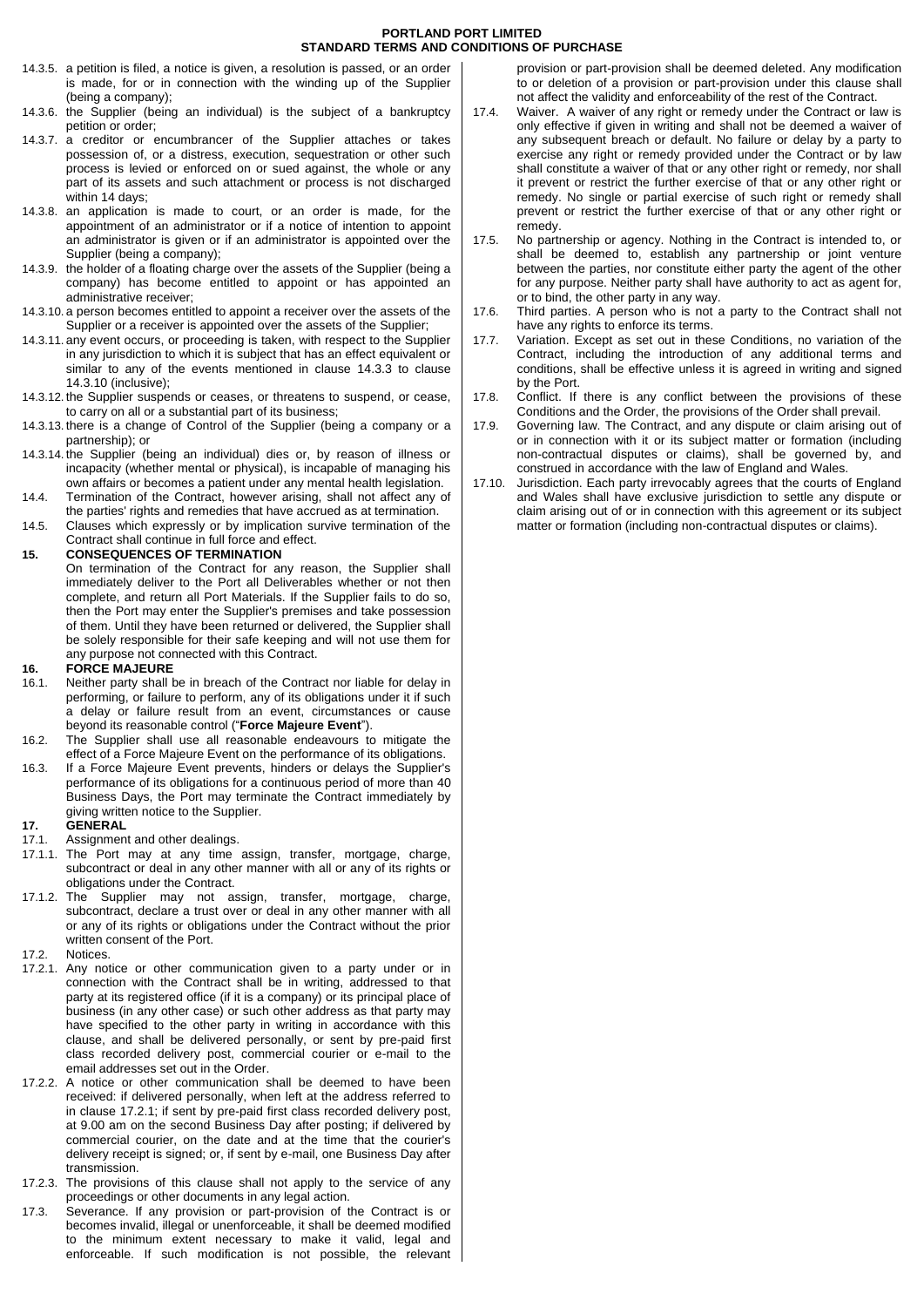14.3.5. a petition is filed, a notice is given, a resolution is passed, or an order is made, for or in connection with the winding up of the Supplier (being a company);

14.3.6. the Supplier (being an individual) is the subject of a bankruptcy petition or order;

14.3.7. a creditor or encumbrancer of the Supplier attaches or takes possession of, or a distress, execution, sequestration or other such process is levied or enforced on or sued against, the whole or any part of its assets and such attachment or process is not discharged within 14 days;

14.3.8. an application is made to court, or an order is made, for the appointment of an administrator or if a notice of intention to appoint an administrator is given or if an administrator is appointed over the Supplier (being a company);

14.3.9. the holder of a floating charge over the assets of the Supplier (being a company) has become entitled to appoint or has appointed an administrative receiver;

14.3.10. a person becomes entitled to appoint a receiver over the assets of the Supplier or a receiver is appointed over the assets of the Supplier;

14.3.11. any event occurs, or proceeding is taken, with respect to the Supplier in any jurisdiction to which it is subject that has an effect equivalent or similar to any of the events mentioned in clause 14.3.3 to clause 14.3.10 (inclusive);

14.3.12. the Supplier suspends or ceases, or threatens to suspend, or cease, to carry on all or a substantial part of its business;

14.3.13. there is a change of Control of the Supplier (being a company or a partnership); or

14.3.14. the Supplier (being an individual) dies or, by reason of illness or incapacity (whether mental or physical), is incapable of managing his own affairs or becomes a patient under any mental health legislation.

14.4. Termination of the Contract, however arising, shall not affect any of the parties' rights and remedies that have accrued as at termination.

14.5. Clauses which expressly or by implication survive termination of the Contract shall continue in full force and effect.

## 15. CONSEQUENCES OF TERMINATION

On termination of the Contract for any reason, the Supplier shall immediately deliver to the Port all Deliverables whether or not then complete, and return all Port Materials. If the Supplier fails to do so, then the Port may enter the Supplier's premises and take possession of them. Until they have been returned or delivered, the Supplier shall be solely responsible for their safe keeping and will not use them for any purpose not connected with this Contract.

## 16. FORCE MAJEURE

16.1. Neither party shall be in breach of the Contract nor liable for delay in performing, or failure to perform, any of its obligations under it if such a delay or failure result from an event, circumstances or cause beyond its reasonable control ("**Force Majeure Event**").

16.2. The Supplier shall use all reasonable endeavours to mitigate the effect of a Force Majeure Event on the performance of its obligations.

16.3. If a Force Majeure Event prevents, hinders or delays the Supplier's performance of its obligations for a continuous period of more than 40 Business Days, the Port may terminate the Contract immediately by giving written notice to the Supplier.

## 17. GENERAL

17.1. Assignment and other dealings.

17.1.1. The Port may at any time assign, transfer, mortgage, charge, subcontract or deal in any other manner with all or any of its rights or obligations under the Contract.

17.1.2. The Supplier may not assign, transfer, mortgage, charge, subcontract, declare a trust over or deal in any other manner with all or any of its rights or obligations under the Contract without the prior written consent of the Port.

17.2. Notices.

17.2.1. Any notice or other communication given to a party under or in connection with the Contract shall be in writing, addressed to that party at its registered office (if it is a company) or its principal place of business (in any other case) or such other address as that party may have specified to the other party in writing in accordance with this clause, and shall be delivered personally, or sent by pre-paid first class recorded delivery post, commercial courier or e-mail to the email addresses set out in the Order.

17.2.2. A notice or other communication shall be deemed to have been received: if delivered personally, when left at the address referred to in clause 17.2.1; if sent by pre-paid first class recorded delivery post, at 9.00 am on the second Business Day after posting; if delivered by commercial courier, on the date and at the time that the courier's delivery receipt is signed; or, if sent by e-mail, one Business Day after transmission.

17.2.3. The provisions of this clause shall not apply to the service of any proceedings or other documents in any legal action.

17.3. Severance. If any provision or part-provision of the Contract is or becomes invalid, illegal or unenforceable, it shall be deemed modified to the minimum extent necessary to make it valid, legal and enforceable. If such modification is not possible, the relevant provision or part-provision shall be deemed deleted. Any modification to or deletion of a provision or part-provision under this clause shall not affect the validity and enforceability of the rest of the Contract.

17.4. Waiver. A waiver of any right or remedy under the Contract or law is only effective if given in writing and shall not be deemed a waiver of any subsequent breach or default. No failure or delay by a party to exercise any right or remedy provided under the Contract or by law shall constitute a waiver of that or any other right or remedy, nor shall it prevent or restrict the further exercise of that or any other right or remedy. No single or partial exercise of such right or remedy shall prevent or restrict the further exercise of that or any other right or remedy.

17.5. No partnership or agency. Nothing in the Contract is intended to, or shall be deemed to, establish any partnership or joint venture between the parties, nor constitute either party the agent of the other for any purpose. Neither party shall have authority to act as agent for, or to bind, the other party in any way.

17.6. Third parties. A person who is not a party to the Contract shall not have any rights to enforce its terms.

17.7. Variation. Except as set out in these Conditions, no variation of the Contract, including the introduction of any additional terms and conditions, shall be effective unless it is agreed in writing and signed by the Port.

17.8. Conflict. If there is any conflict between the provisions of these Conditions and the Order, the provisions of the Order shall prevail.

17.9. Governing law. The Contract, and any dispute or claim arising out of or in connection with it or its subject matter or formation (including non-contractual disputes or claims), shall be governed by, and construed in accordance with the law of England and Wales.

17.10. Jurisdiction. Each party irrevocably agrees that the courts of England and Wales shall have exclusive jurisdiction to settle any dispute or claim arising out of or in connection with this agreement or its subject matter or formation (including non-contractual disputes or claims).